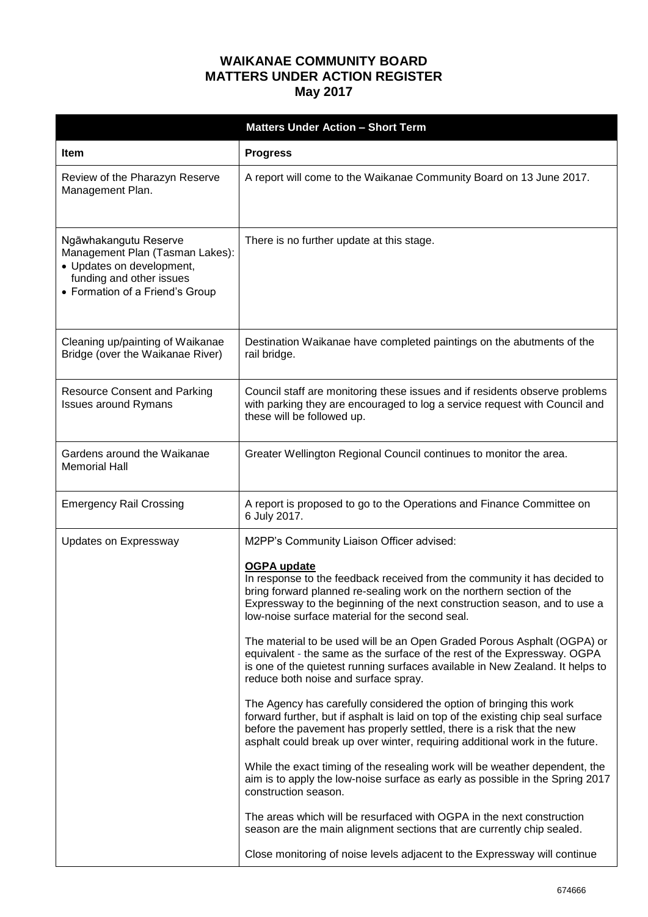# WAIKANAE COMMUNITY BOARD
# MATTERS UNDER ACTION REGISTER
# May 2017

| Matters Under Action – Short Term | |
|---|---|
| **Item** | **Progress** |
| Review of the Pharazyn Reserve Management Plan. | A report will come to the Waikanae Community Board on 13 June 2017. |
| Ngāwhakangutu Reserve Management Plan (Tasman Lakes):<br>• Updates on development, funding and other issues<br>• Formation of a Friend's Group | There is no further update at this stage. |
| Cleaning up/painting of Waikanae Bridge (over the Waikanae River) | Destination Waikanae have completed paintings on the abutments of the rail bridge. |
| Resource Consent and Parking Issues around Rymans | Council staff are monitoring these issues and if residents observe problems with parking they are encouraged to log a service request with Council and these will be followed up. |
| Gardens around the Waikanae Memorial Hall | Greater Wellington Regional Council continues to monitor the area. |
| Emergency Rail Crossing | A report is proposed to go to the Operations and Finance Committee on 6 July 2017. |
| Updates on Expressway | M2PP's Community Liaison Officer advised:<br><br>**OGPA update**<br>In response to the feedback received from the community it has decided to bring forward planned re-sealing work on the northern section of the Expressway to the beginning of the next construction season, and to use a low-noise surface material for the second seal.<br><br>The material to be used will be an Open Graded Porous Asphalt (OGPA) or equivalent - the same as the surface of the rest of the Expressway. OGPA is one of the quietest running surfaces available in New Zealand. It helps to reduce both noise and surface spray.<br><br>The Agency has carefully considered the option of bringing this work forward further, but if asphalt is laid on top of the existing chip seal surface before the pavement has properly settled, there is a risk that the new asphalt could break up over winter, requiring additional work in the future.<br><br>While the exact timing of the resealing work will be weather dependent, the aim is to apply the low-noise surface as early as possible in the Spring 2017 construction season.<br><br>The areas which will be resurfaced with OGPA in the next construction season are the main alignment sections that are currently chip sealed.<br><br>Close monitoring of noise levels adjacent to the Expressway will continue |

674666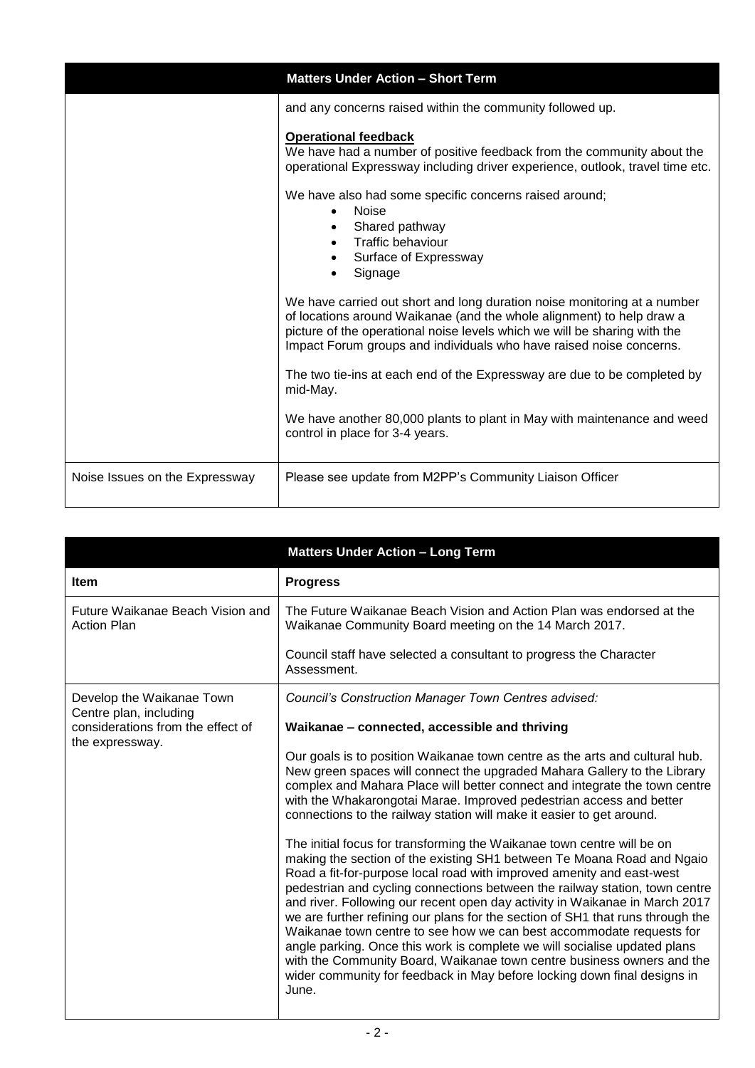| Matters Under Action – Short Term | |
|---|---|
| | and any concerns raised within the community followed up.<br><br>**Operational feedback**<br>We have had a number of positive feedback from the community about the operational Expressway including driver experience, outlook, travel time etc.<br><br>We have also had some specific concerns raised around;<br>• Noise<br>• Shared pathway<br>• Traffic behaviour<br>• Surface of Expressway<br>• Signage<br><br>We have carried out short and long duration noise monitoring at a number of locations around Waikanae (and the whole alignment) to help draw a picture of the operational noise levels which we will be sharing with the Impact Forum groups and individuals who have raised noise concerns.<br><br>The two tie-ins at each end of the Expressway are due to be completed by mid-May.<br><br>We have another 80,000 plants to plant in May with maintenance and weed control in place for 3-4 years. |
| Noise Issues on the Expressway | Please see update from M2PP's Community Liaison Officer |

| Matters Under Action – Long Term | |
|---|---|
| **Item** | **Progress** |
| Future Waikanae Beach Vision and Action Plan | The Future Waikanae Beach Vision and Action Plan was endorsed at the Waikanae Community Board meeting on the 14 March 2017.<br><br>Council staff have selected a consultant to progress the Character Assessment. |
| Develop the Waikanae Town Centre plan, including considerations from the effect of the expressway. | *Council's Construction Manager Town Centres advised:*<br><br>**Waikanae – connected, accessible and thriving**<br><br>Our goals is to position Waikanae town centre as the arts and cultural hub. New green spaces will connect the upgraded Mahara Gallery to the Library complex and Mahara Place will better connect and integrate the town centre with the Whakarongotai Marae. Improved pedestrian access and better connections to the railway station will make it easier to get around.<br><br>The initial focus for transforming the Waikanae town centre will be on making the section of the existing SH1 between Te Moana Road and Ngaio Road a fit-for-purpose local road with improved amenity and east-west pedestrian and cycling connections between the railway station, town centre and river. Following our recent open day activity in Waikanae in March 2017 we are further refining our plans for the section of SH1 that runs through the Waikanae town centre to see how we can best accommodate requests for angle parking. Once this work is complete we will socialise updated plans with the Community Board, Waikanae town centre business owners and the wider community for feedback in May before locking down final designs in June. |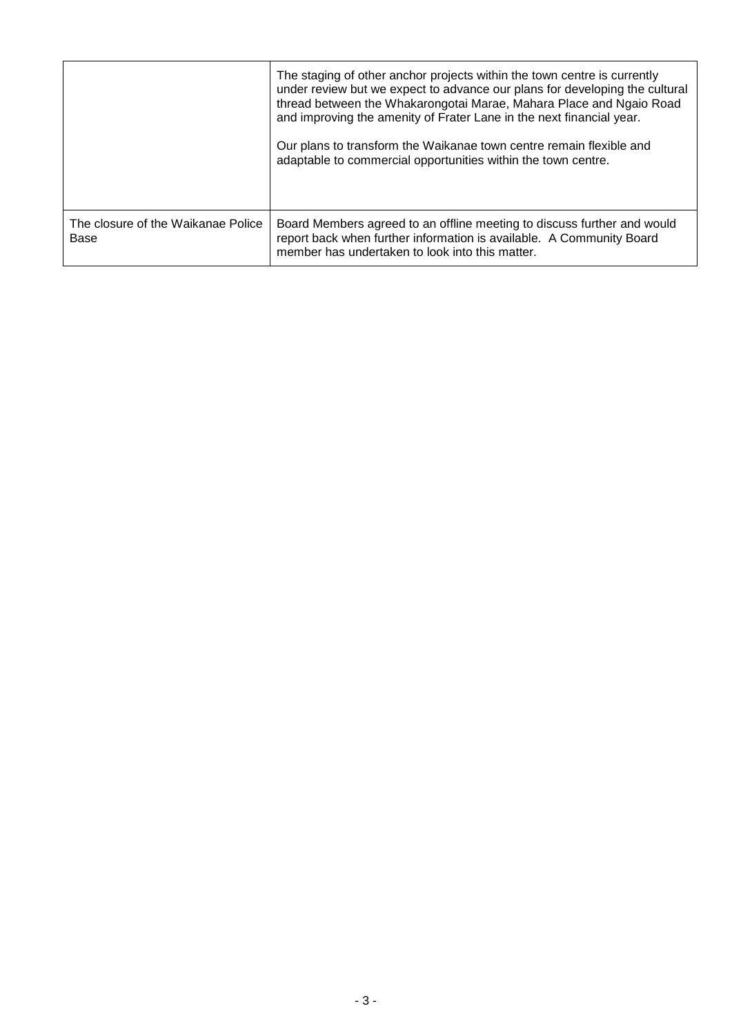| | |
|---|---|
| | The staging of other anchor projects within the town centre is currently under review but we expect to advance our plans for developing the cultural thread between the Whakarongotai Marae, Mahara Place and Ngaio Road and improving the amenity of Frater Lane in the next financial year.<br><br>Our plans to transform the Waikanae town centre remain flexible and adaptable to commercial opportunities within the town centre. |
| The closure of the Waikanae Police Base | Board Members agreed to an offline meeting to discuss further and would report back when further information is available. A Community Board member has undertaken to look into this matter. |